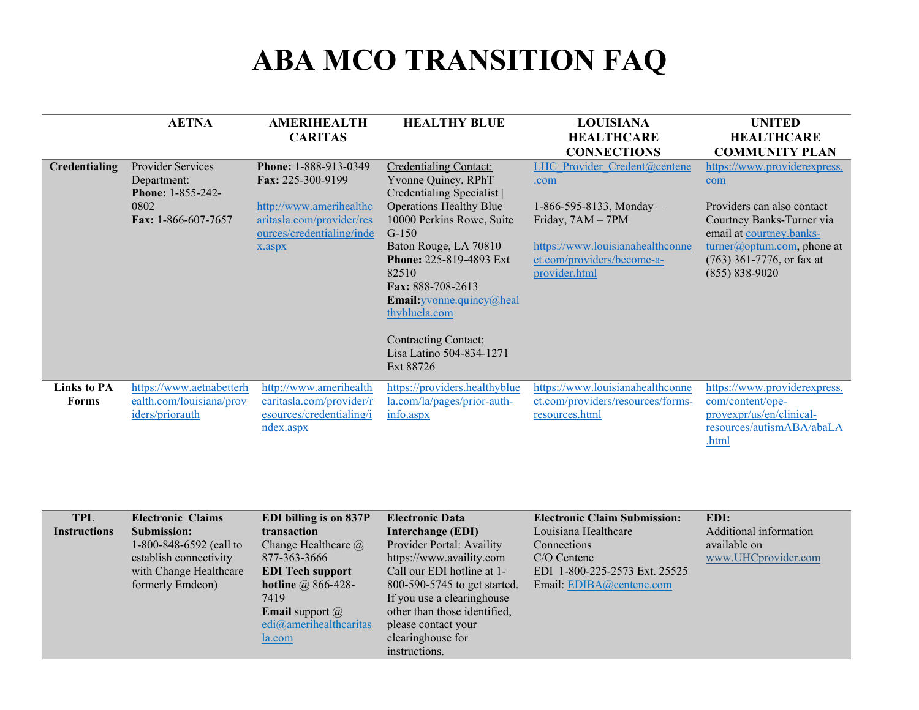# ABA MCO TRANSITION FAQ

| | AETNA | AMERIHEALTH CARITAS | HEALTHY BLUE | LOUISIANA HEALTHCARE CONNECTIONS | UNITED HEALTHCARE COMMUNITY PLAN |
|---|---|---|---|---|---|
| **Credentialing** | Provider Services Department:<br>**Phone:** 1-855-242-0802<br>**Fax:** 1-866-607-7657 | **Phone:** 1-888-913-0349<br>**Fax:** 225-300-9199<br><br>http://www.amerihealthcaritasla.com/provider/resources/credentialing/index.aspx | Credentialing Contact:<br>Yvonne Quincy, RPhT Credentialing Specialist \| Operations Healthy Blue<br>10000 Perkins Rowe, Suite G-150<br>Baton Rouge, LA 70810<br>**Phone:** 225-819-4893 Ext 82510<br>**Fax:** 888-708-2613<br>**Email:** yvonne.quincy@healthybluela.com<br><br>Contracting Contact:<br>Lisa Latino 504-834-1271 Ext 88726 | LHC_Provider_Credent@centene.com<br><br>1-866-595-8133, Monday – Friday, 7AM – 7PM<br><br>https://www.louisianahealthconnect.com/providers/become-a-provider.html | https://www.providerexpress.com<br><br>Providers can also contact Courtney Banks-Turner via email at courtney.banks-turner@optum.com, phone at (763) 361-7776, or fax at (855) 838-9020 |
| **Links to PA Forms** | https://www.aetnabetterhealth.com/louisiana/providers/priorauth | http://www.amerihealthcaritasla.com/provider/resources/credentialing/index.aspx | https://providers.healthybluela.com/la/pages/prior-auth-info.aspx | https://www.louisianahealthconnect.com/providers/resources/forms-resources.html | https://www.providerexpress.com/content/ope-provexpr/us/en/clinical-resources/autismABA/abaLA.html |
| **TPL Instructions** | **Electronic Claims Submission:**<br>1-800-848-6592 (call to establish connectivity with Change Healthcare formerly Emdeon) | **EDI billing is on 837P transaction**<br>Change Healthcare @ 877-363-3666<br>**EDI Tech support hotline** @ 866-428-7419<br>**Email** support @ edi@amerihealthcaritasla.com | **Electronic Data Interchange (EDI)**<br>Provider Portal: Availity https://www.availity.com<br>Call our EDI hotline at 1-800-590-5745 to get started. If you use a clearinghouse other than those identified, please contact your clearinghouse for instructions. | **Electronic Claim Submission:**<br>Louisiana Healthcare Connections<br>C/O Centene<br>EDI 1-800-225-2573 Ext. 25525<br>Email: EDIBA@centene.com | **EDI:**<br>Additional information available on www.UHCprovider.com |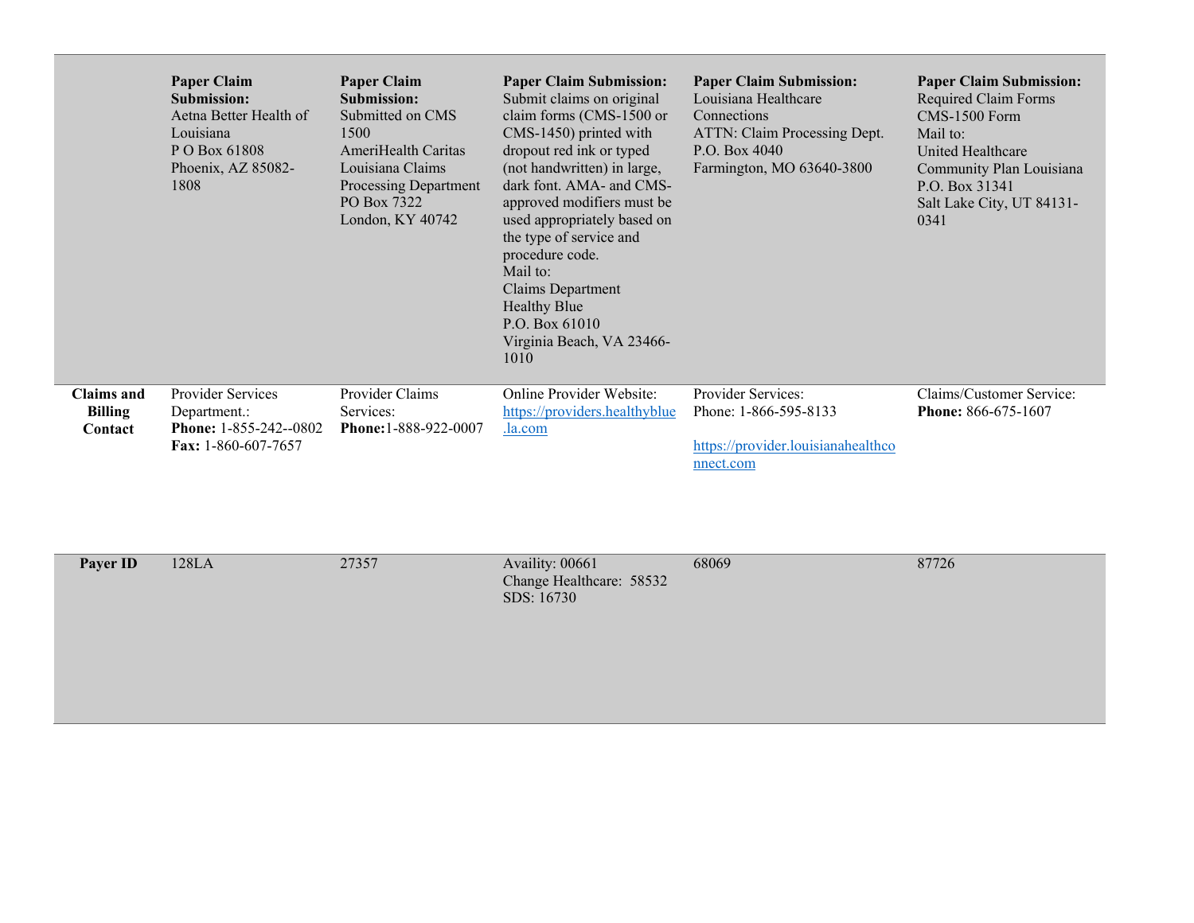| | | | | | |
|---|---|---|---|---|---|
| | **Paper Claim Submission:** Aetna Better Health of Louisiana P O Box 61808 Phoenix, AZ 85082-1808 | **Paper Claim Submission:** Submitted on CMS 1500 AmeriHealth Caritas Louisiana Claims Processing Department PO Box 7322 London, KY 40742 | **Paper Claim Submission:** Submit claims on original claim forms (CMS-1500 or CMS-1450) printed with dropout red ink or typed (not handwritten) in large, dark font. AMA- and CMS-approved modifiers must be used appropriately based on the type of service and procedure code. Mail to: Claims Department Healthy Blue P.O. Box 61010 Virginia Beach, VA 23466-1010 | **Paper Claim Submission:** Louisiana Healthcare Connections ATTN: Claim Processing Dept. P.O. Box 4040 Farmington, MO 63640-3800 | **Paper Claim Submission:** Required Claim Forms CMS-1500 Form Mail to: United Healthcare Community Plan Louisiana P.O. Box 31341 Salt Lake City, UT 84131-0341 |
| **Claims and Billing Contact** | Provider Services Department.: **Phone:** 1-855-242--0802 **Fax:** 1-860-607-7657 | Provider Claims Services: **Phone:**1-888-922-0007 | Online Provider Website: https://providers.healthyblue.la.com | Provider Services: Phone: 1-866-595-8133 https://provider.louisianahealthconnect.com | Claims/Customer Service: **Phone:** 866-675-1607 |
| **Payer ID** | 128LA | 27357 | Availity: 00661 Change Healthcare: 58532 SDS: 16730 | 68069 | 87726 |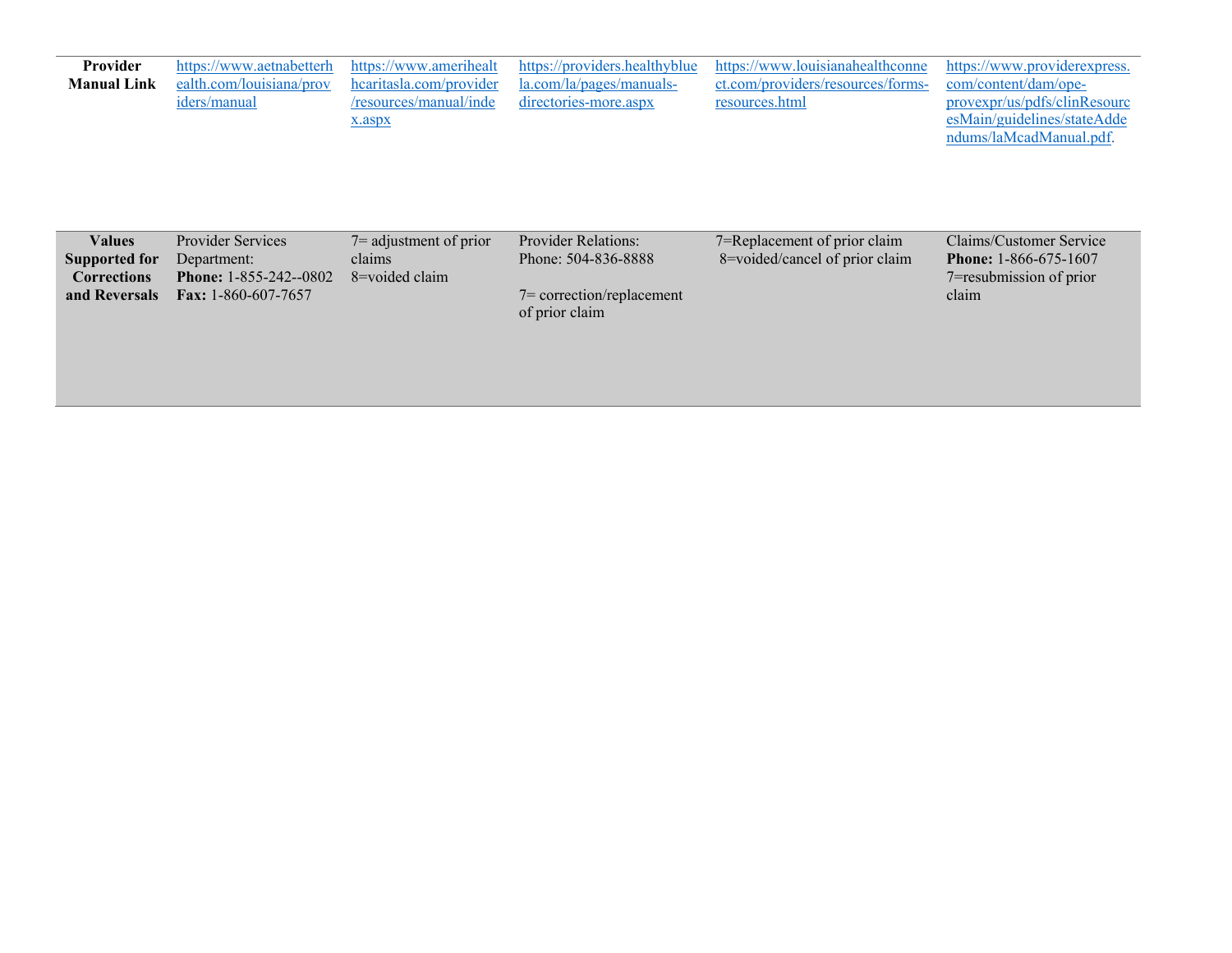| | | | | | |
|---|---|---|---|---|---|
| **Provider Manual Link** | https://www.aetnabetterhealth.com/louisiana/providers/manual | https://www.amerihealthcaritasla.com/provider/resources/manual/index.aspx | https://providers.healthybluela.com/la/pages/manuals-directories-more.aspx | https://www.louisianahealthconnect.com/providers/resources/forms-resources.html | https://www.providerexpress.com/content/dam/ope-provexpr/us/pdfs/clinResourcesMain/guidelines/stateAddendums/laMcadManual.pdf. |
| **Values Supported for Corrections and Reversals** | Provider Services Department: **Phone:** 1-855-242--0802 **Fax:** 1-860-607-7657 | 7= adjustment of prior claims 8=voided claim | Provider Relations: Phone: 504-836-8888<br><br>7= correction/replacement of prior claim | 7=Replacement of prior claim 8=voided/cancel of prior claim | Claims/Customer Service **Phone:** 1-866-675-1607 7=resubmission of prior claim |